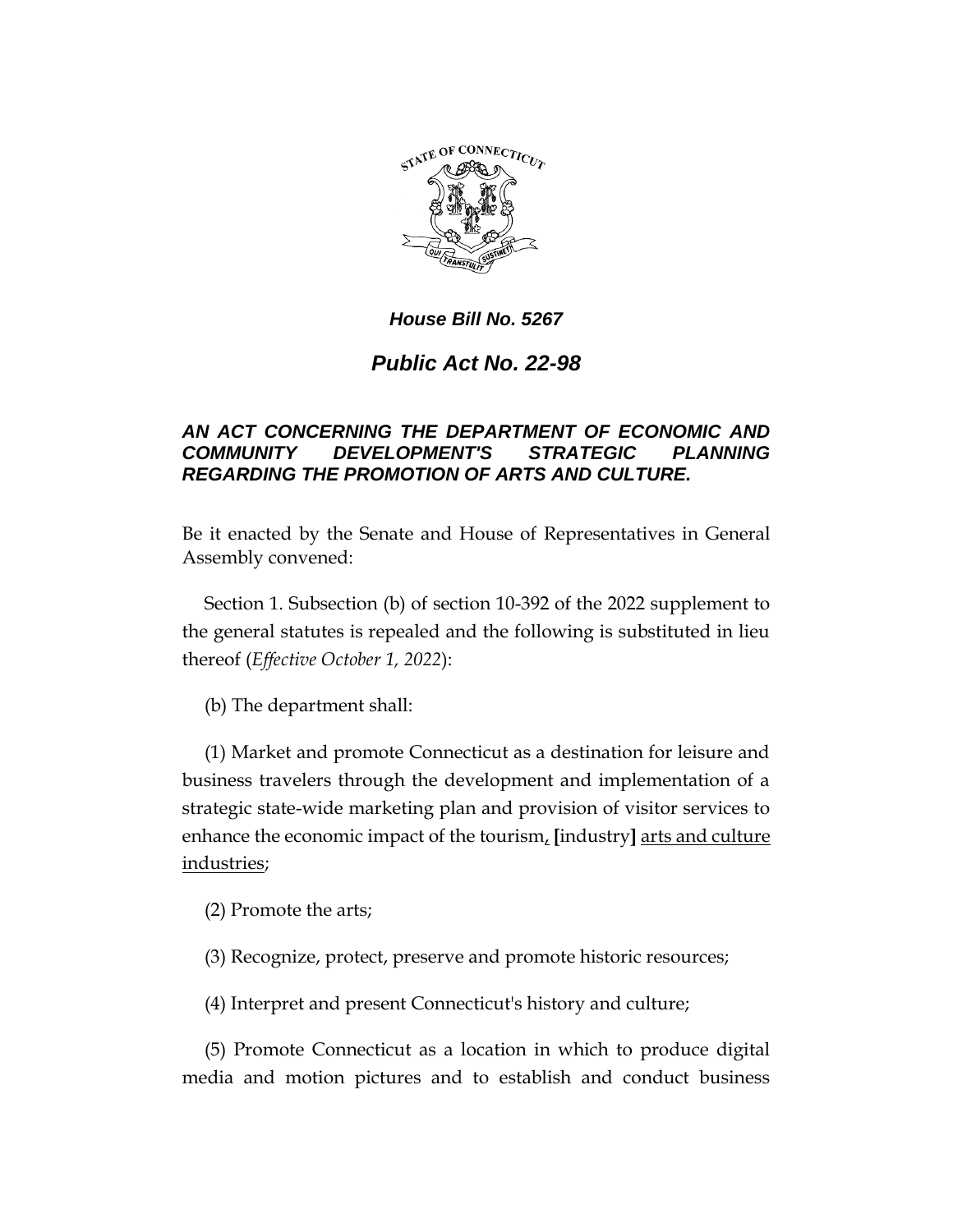# *House Bill No. 5267*

## *Public Act No. 22-98*

### *AN ACT CONCERNING THE DEPARTMENT OF ECONOMIC AND COMMUNITY DEVELOPMENT'S STRATEGIC PLANNING REGARDING THE PROMOTION OF ARTS AND CULTURE.*

Be it enacted by the Senate and House of Representatives in General Assembly convened:

Section 1. Subsection (b) of section 10-392 of the 2022 supplement to the general statutes is repealed and the following is substituted in lieu thereof (*Effective October 1, 2022*):

(b) The department shall:

(1) Market and promote Connecticut as a destination for leisure and business travelers through the development and implementation of a strategic state-wide marketing plan and provision of visitor services to enhance the economic impact of the tourism, **[**industry**]** <u>arts and culture industries</u>;

(2) Promote the arts;

(3) Recognize, protect, preserve and promote historic resources;

(4) Interpret and present Connecticut's history and culture;

(5) Promote Connecticut as a location in which to produce digital media and motion pictures and to establish and conduct business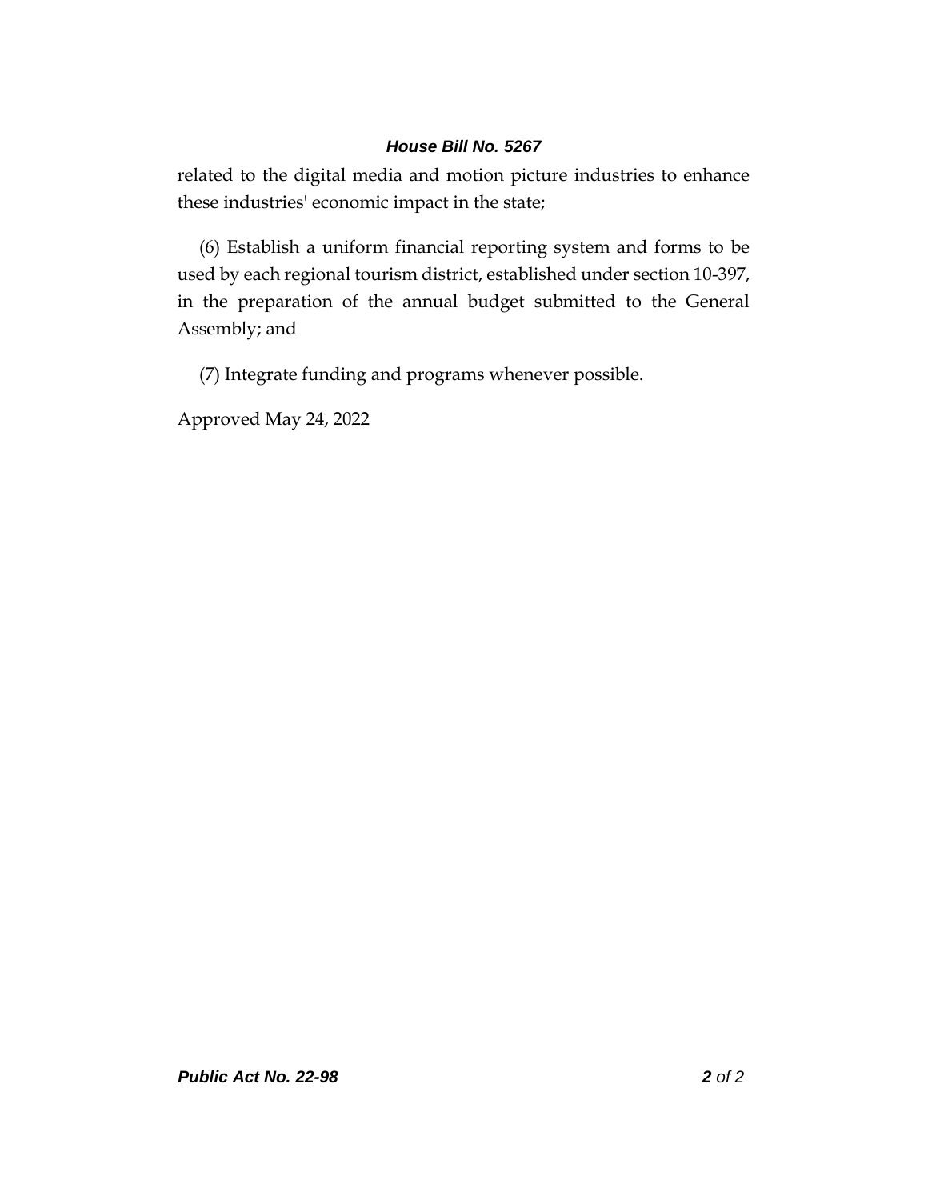related to the digital media and motion picture industries to enhance these industries' economic impact in the state;

(6) Establish a uniform financial reporting system and forms to be used by each regional tourism district, established under section 10-397, in the preparation of the annual budget submitted to the General Assembly; and

(7) Integrate funding and programs whenever possible.

Approved May 24, 2022